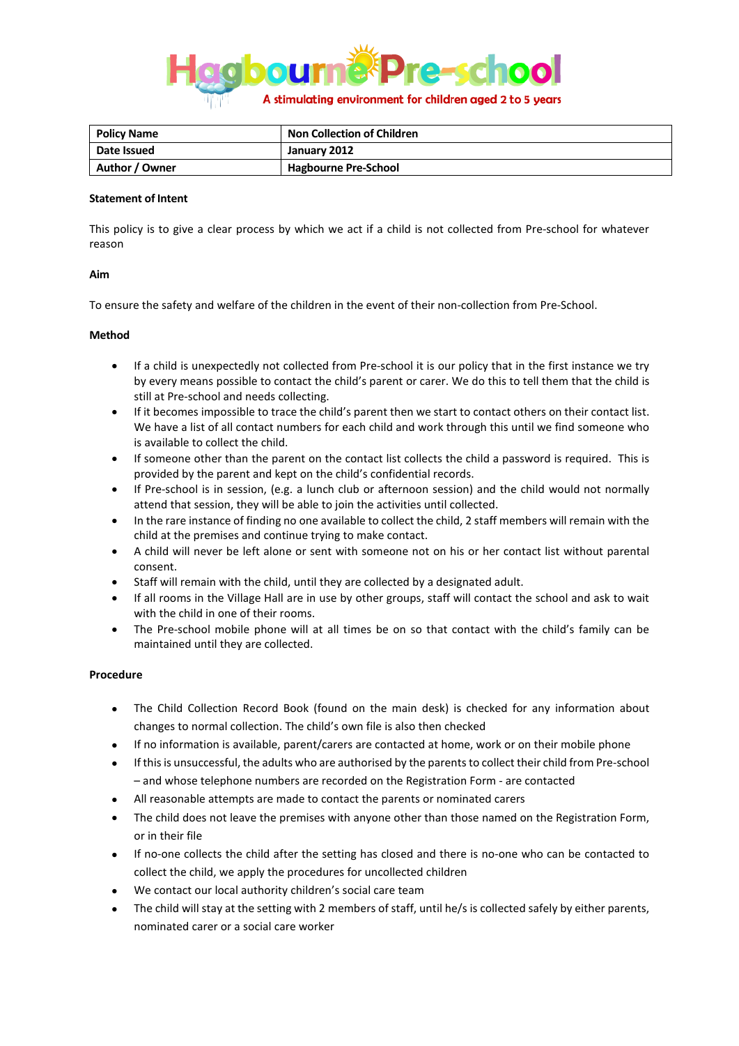# Hagbourne Pre-school

A stimulating environment for children aged 2 to 5 years

| **Policy Name** | **Non Collection of Children** |
|---|---|
| **Date Issued** | **January 2012** |
| **Author / Owner** | **Hagbourne Pre-School** |

**Statement of Intent**

This policy is to give a clear process by which we act if a child is not collected from Pre-school for whatever reason

**Aim**

To ensure the safety and welfare of the children in the event of their non-collection from Pre-School.

**Method**

- If a child is unexpectedly not collected from Pre-school it is our policy that in the first instance we try by every means possible to contact the child's parent or carer. We do this to tell them that the child is still at Pre-school and needs collecting.
- If it becomes impossible to trace the child's parent then we start to contact others on their contact list. We have a list of all contact numbers for each child and work through this until we find someone who is available to collect the child.
- If someone other than the parent on the contact list collects the child a password is required. This is provided by the parent and kept on the child's confidential records.
- If Pre-school is in session, (e.g. a lunch club or afternoon session) and the child would not normally attend that session, they will be able to join the activities until collected.
- In the rare instance of finding no one available to collect the child, 2 staff members will remain with the child at the premises and continue trying to make contact.
- A child will never be left alone or sent with someone not on his or her contact list without parental consent.
- Staff will remain with the child, until they are collected by a designated adult.
- If all rooms in the Village Hall are in use by other groups, staff will contact the school and ask to wait with the child in one of their rooms.
- The Pre-school mobile phone will at all times be on so that contact with the child's family can be maintained until they are collected.

**Procedure**

- The Child Collection Record Book (found on the main desk) is checked for any information about changes to normal collection. The child's own file is also then checked
- If no information is available, parent/carers are contacted at home, work or on their mobile phone
- If this is unsuccessful, the adults who are authorised by the parents to collect their child from Pre-school – and whose telephone numbers are recorded on the Registration Form - are contacted
- All reasonable attempts are made to contact the parents or nominated carers
- The child does not leave the premises with anyone other than those named on the Registration Form, or in their file
- If no-one collects the child after the setting has closed and there is no-one who can be contacted to collect the child, we apply the procedures for uncollected children
- We contact our local authority children's social care team
- The child will stay at the setting with 2 members of staff, until he/s is collected safely by either parents, nominated carer or a social care worker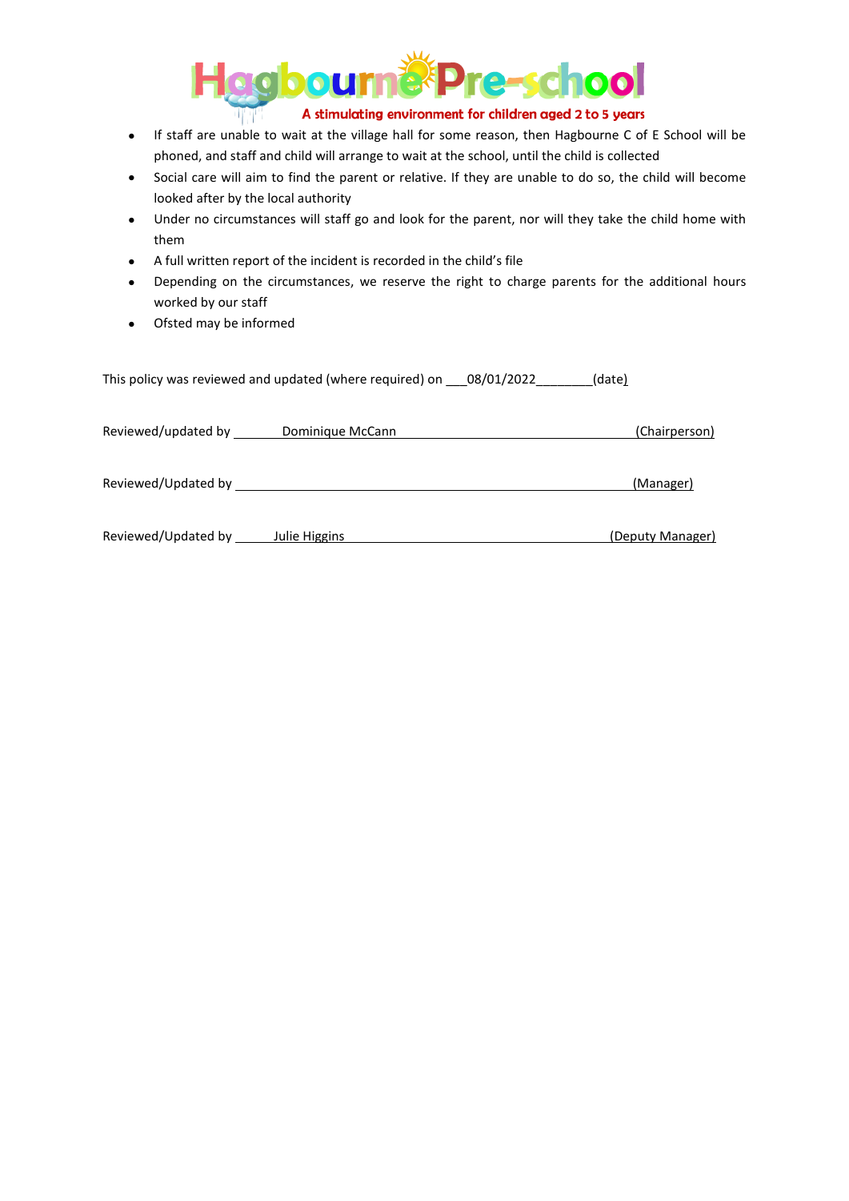- If staff are unable to wait at the village hall for some reason, then Hagbourne C of E School will be phoned, and staff and child will arrange to wait at the school, until the child is collected
- Social care will aim to find the parent or relative. If they are unable to do so, the child will become looked after by the local authority
- Under no circumstances will staff go and look for the parent, nor will they take the child home with them
- A full written report of the incident is recorded in the child's file
- Depending on the circumstances, we reserve the right to charge parents for the additional hours worked by our staff
- Ofsted may be informed

This policy was reviewed and updated (where required) on \_\_\_08/01/2022\_\_\_\_\_\_\_\_(date)

Reviewed/updated by Dominique McCann (Chairperson)

Reviewed/Updated by (Manager)

Reviewed/Updated by Julie Higgins (Deputy Manager)